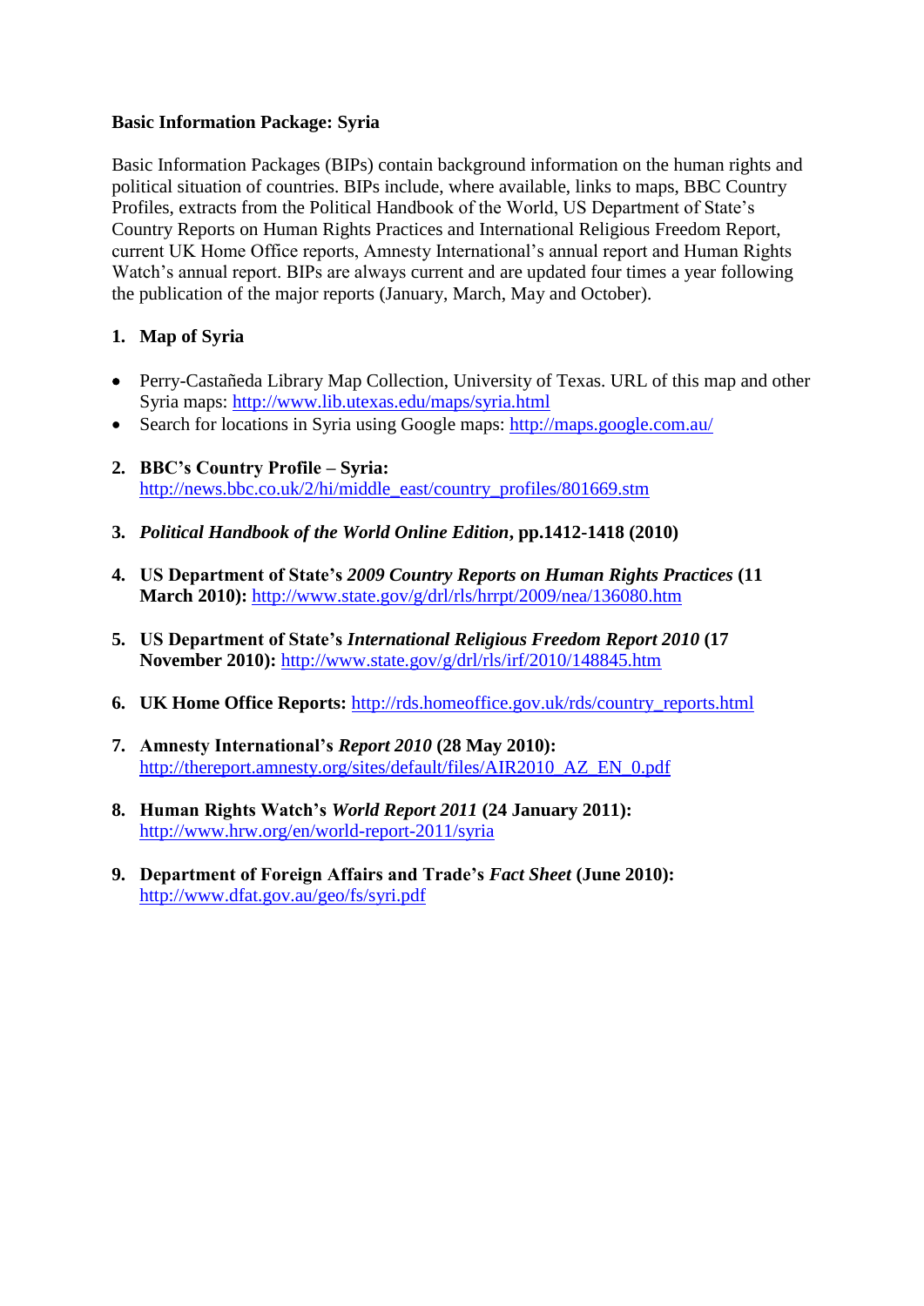**Basic Information Package: Syria**

Basic Information Packages (BIPs) contain background information on the human rights and political situation of countries. BIPs include, where available, links to maps, BBC Country Profiles, extracts from the Political Handbook of the World, US Department of State's Country Reports on Human Rights Practices and International Religious Freedom Report, current UK Home Office reports, Amnesty International's annual report and Human Rights Watch's annual report. BIPs are always current and are updated four times a year following the publication of the major reports (January, March, May and October).

1. **Map of Syria**

- Perry-Castañeda Library Map Collection, University of Texas. URL of this map and other Syria maps: http://www.lib.utexas.edu/maps/syria.html
- Search for locations in Syria using Google maps: http://maps.google.com.au/

2. **BBC's Country Profile – Syria:** http://news.bbc.co.uk/2/hi/middle_east/country_profiles/801669.stm

3. ***Political Handbook of the World Online Edition*, pp.1412-1418 (2010)**

4. **US Department of State's *2009 Country Reports on Human Rights Practices* (11 March 2010):** http://www.state.gov/g/drl/rls/hrrpt/2009/nea/136080.htm

5. **US Department of State's *International Religious Freedom Report 2010* (17 November 2010):** http://www.state.gov/g/drl/rls/irf/2010/148845.htm

6. **UK Home Office Reports:** http://rds.homeoffice.gov.uk/rds/country_reports.html

7. **Amnesty International's *Report 2010* (28 May 2010):** http://thereport.amnesty.org/sites/default/files/AIR2010_AZ_EN_0.pdf

8. **Human Rights Watch's *World Report 2011* (24 January 2011):** http://www.hrw.org/en/world-report-2011/syria

9. **Department of Foreign Affairs and Trade's *Fact Sheet* (June 2010):** http://www.dfat.gov.au/geo/fs/syri.pdf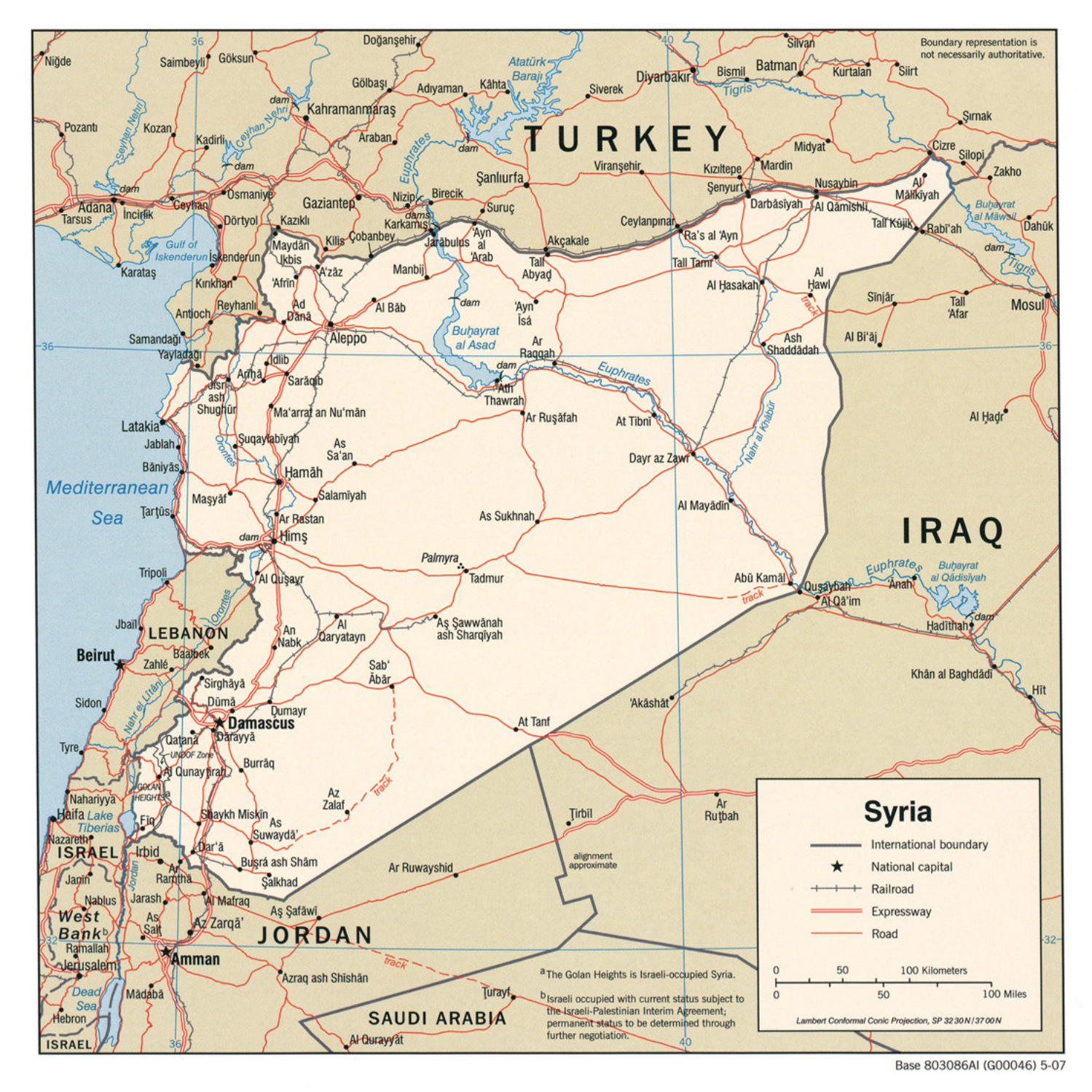Boundary representation is not necessarily authoritative.

# Syria

International boundary

National capital

Railroad

Expressway

Road

0 50 100 Kilometers

0 50 100 Miles

Lambert Conformal Conic Projection, SP 32 30 N/37 00 N

TURKEY

IRAQ

JORDAN

SAUDI ARABIA

LEBANON

ISRAEL

West Bank[b]

Mediterranean Sea

Damascus

Beirut

Amman

Aleppo

Hims

Hamāh

Latakia

Dayr az Zawr

Palmyra

Tadmur

Euphrates

Tigris

Orontes

Buḩayrat al Asad

GOLAN HEIGHTS[a]

UNDOF Zone

alignment approximate

[a] The Golan Heights is Israeli-occupied Syria.

[b] Israeli occupied with current status subject to the Israeli-Palestinian Interim Agreement; permanent status to be determined through further negotiation.

Base 803086AI (G00046) 5-07